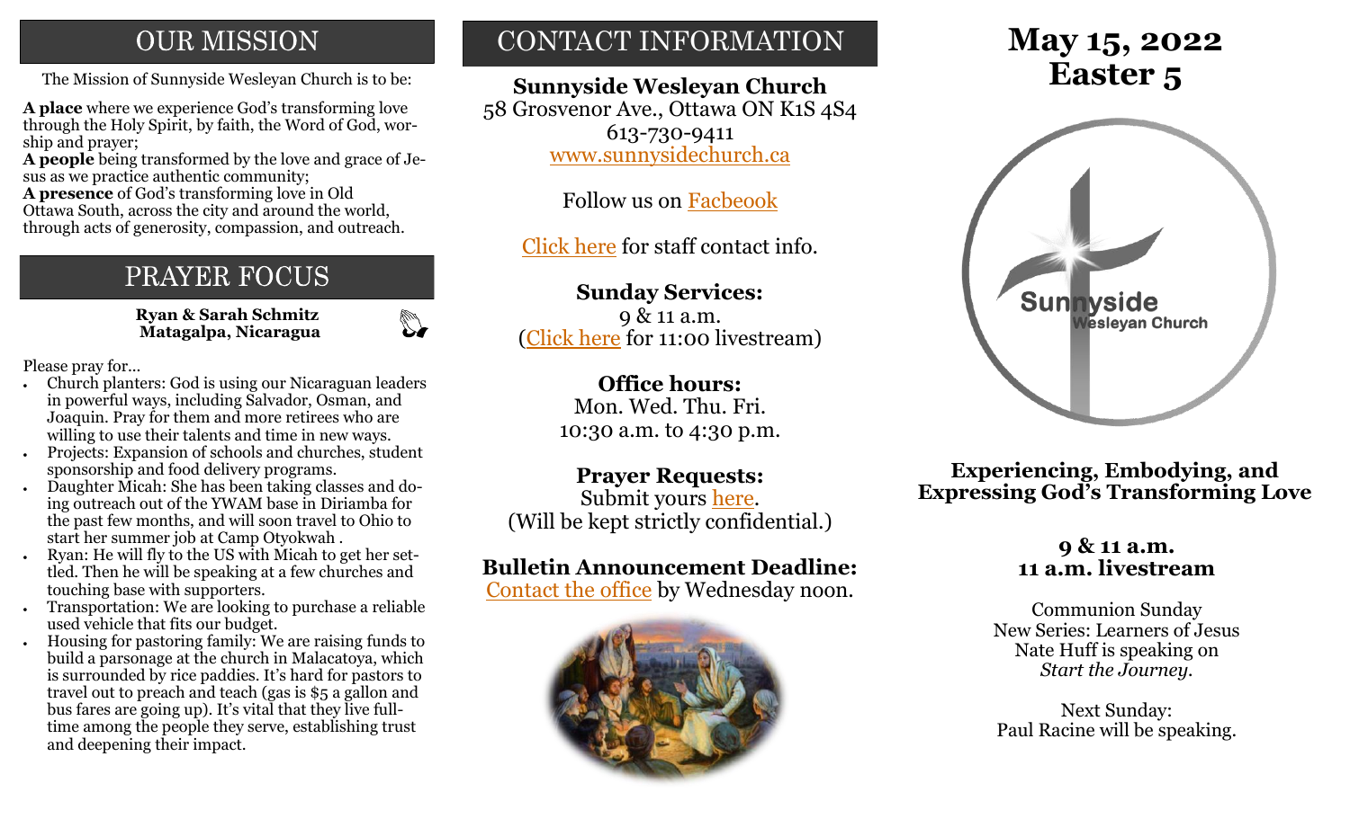## OUR MISSION

The Mission of Sunnyside Wesleyan Church is to be:

**A place** where we experience God's transforming love through the Holy Spirit, by faith, the Word of God, worship and prayer;
**A people** being transformed by the love and grace of Jesus as we practice authentic community;
**A presence** of God's transforming love in Old Ottawa South, across the city and around the world, through acts of generosity, compassion, and outreach.

## PRAYER FOCUS

**Ryan & Sarah Schmitz**
**Matagalpa, Nicaragua**

Please pray for...

- Church planters: God is using our Nicaraguan leaders in powerful ways, including Salvador, Osman, and Joaquin. Pray for them and more retirees who are willing to use their talents and time in new ways.
- Projects: Expansion of schools and churches, student sponsorship and food delivery programs.
- Daughter Micah: She has been taking classes and doing outreach out of the YWAM base in Diriamba for the past few months, and will soon travel to Ohio to start her summer job at Camp Otyokwah .
- Ryan: He will fly to the US with Micah to get her settled. Then he will be speaking at a few churches and touching base with supporters.
- Transportation: We are looking to purchase a reliable used vehicle that fits our budget.
- Housing for pastoring family: We are raising funds to build a parsonage at the church in Malacatoya, which is surrounded by rice paddies. It's hard for pastors to travel out to preach and teach (gas is $5 a gallon and bus fares are going up). It's vital that they live full-time among the people they serve, establishing trust and deepening their impact.

## CONTACT INFORMATION

**Sunnyside Wesleyan Church**
58 Grosvenor Ave., Ottawa ON K1S 4S4
613-730-9411
www.sunnysidechurch.ca

Follow us on Facbeook

Click here for staff contact info.

**Sunday Services:**
9 & 11 a.m.
(Click here for 11:00 livestream)

**Office hours:**
Mon. Wed. Thu. Fri.
10:30 a.m. to 4:30 p.m.

**Prayer Requests:**
Submit yours here.
(Will be kept strictly confidential.)

**Bulletin Announcement Deadline:**
Contact the office by Wednesday noon.

# May 15, 2022
# Easter 5

Sunnyside Wesleyan Church

**Experiencing, Embodying, and Expressing God's Transforming Love**

**9 & 11 a.m.**
**11 a.m. livestream**

Communion Sunday
New Series: Learners of Jesus
Nate Huff is speaking on
*Start the Journey.*

Next Sunday:
Paul Racine will be speaking.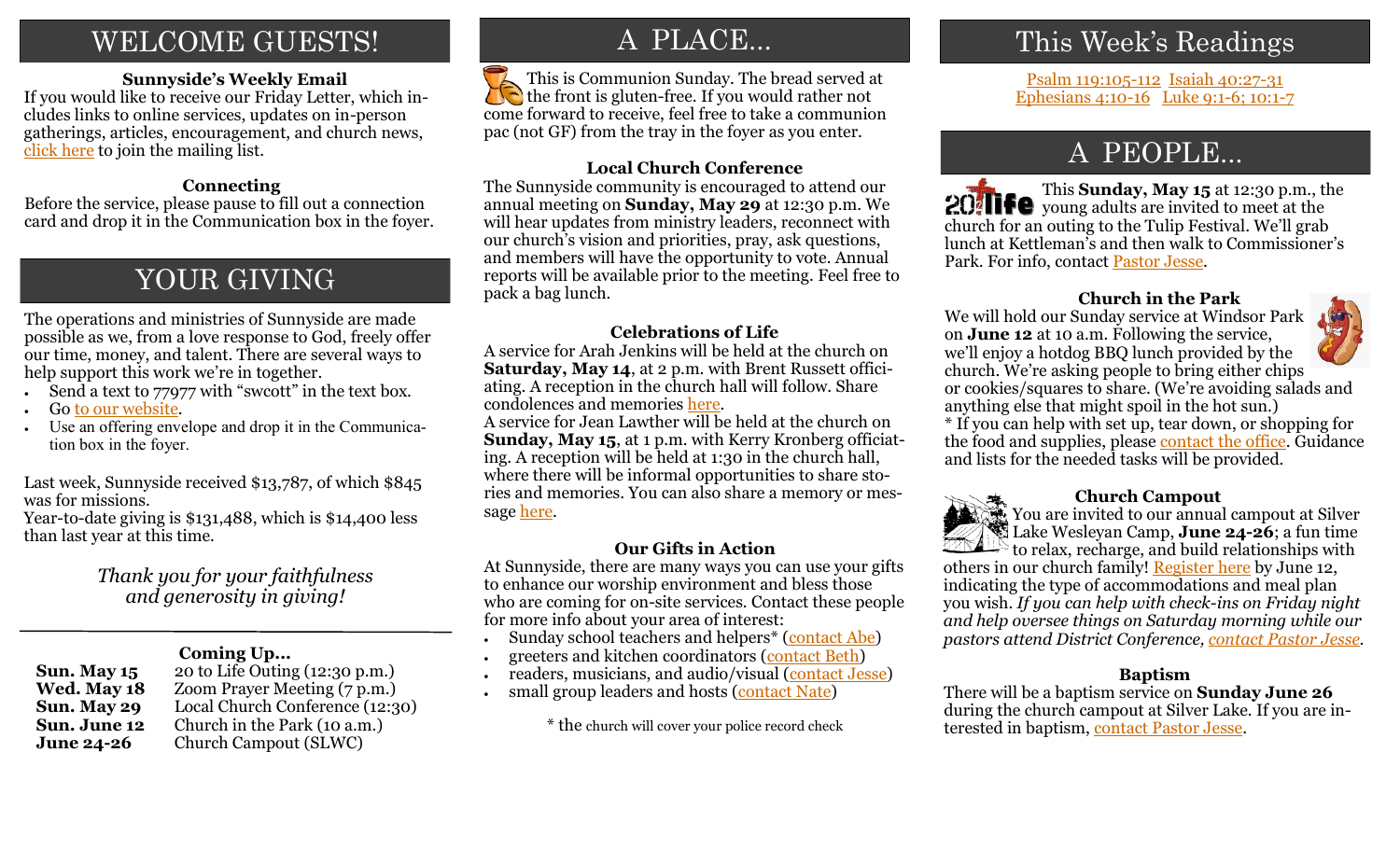# WELCOME GUESTS!

### Sunnyside's Weekly Email

If you would like to receive our Friday Letter, which includes links to online services, updates on in-person gatherings, articles, encouragement, and church news, click here to join the mailing list.

### Connecting

Before the service, please pause to fill out a connection card and drop it in the Communication box in the foyer.

# YOUR GIVING

The operations and ministries of Sunnyside are made possible as we, from a love response to God, freely offer our time, money, and talent. There are several ways to help support this work we're in together.

- Send a text to 77977 with "swcott" in the text box.
- Go to our website.
- Use an offering envelope and drop it in the Communication box in the foyer.

Last week, Sunnyside received $13,787, of which $845 was for missions.
Year-to-date giving is $131,488, which is $14,400 less than last year at this time.

*Thank you for your faithfulness and generosity in giving!*

### Coming Up...

| | |
|---|---|
| **Sun. May 15** | 20 to Life Outing (12:30 p.m.) |
| **Wed. May 18** | Zoom Prayer Meeting (7 p.m.) |
| **Sun. May 29** | Local Church Conference (12:30) |
| **Sun. June 12** | Church in the Park (10 a.m.) |
| **June 24-26** | Church Campout (SLWC) |

# A PLACE...

This is Communion Sunday. The bread served at the front is gluten-free. If you would rather not come forward to receive, feel free to take a communion pac (not GF) from the tray in the foyer as you enter.

### Local Church Conference

The Sunnyside community is encouraged to attend our annual meeting on **Sunday, May 29** at 12:30 p.m. We will hear updates from ministry leaders, reconnect with our church's vision and priorities, pray, ask questions, and members will have the opportunity to vote. Annual reports will be available prior to the meeting. Feel free to pack a bag lunch.

### Celebrations of Life

A service for Arah Jenkins will be held at the church on **Saturday, May 14**, at 2 p.m. with Brent Russett officiating. A reception in the church hall will follow. Share condolences and memories here.

A service for Jean Lawther will be held at the church on **Sunday, May 15**, at 1 p.m. with Kerry Kronberg officiating. A reception will be held at 1:30 in the church hall, where there will be informal opportunities to share stories and memories. You can also share a memory or message here.

### Our Gifts in Action

At Sunnyside, there are many ways you can use your gifts to enhance our worship environment and bless those who are coming for on-site services. Contact these people for more info about your area of interest:

- Sunday school teachers and helpers* (contact Abe)
- greeters and kitchen coordinators (contact Beth)
- readers, musicians, and audio/visual (contact Jesse)
- small group leaders and hosts (contact Nate)

\* the church will cover your police record check

# This Week's Readings

Psalm 119:105-112 Isaiah 40:27-31
Ephesians 4:10-16 Luke 9:1-6; 10:1-7

# A PEOPLE...

20 to Life — This **Sunday, May 15** at 12:30 p.m., the young adults are invited to meet at the church for an outing to the Tulip Festival. We'll grab lunch at Kettleman's and then walk to Commissioner's Park. For info, contact Pastor Jesse.

### Church in the Park

We will hold our Sunday service at Windsor Park on **June 12** at 10 a.m. Following the service, we'll enjoy a hotdog BBQ lunch provided by the church. We're asking people to bring either chips or cookies/squares to share. (We're avoiding salads and anything else that might spoil in the hot sun.)
\* If you can help with set up, tear down, or shopping for the food and supplies, please contact the office. Guidance and lists for the needed tasks will be provided.

### Church Campout

You are invited to our annual campout at Silver Lake Wesleyan Camp, **June 24-26**; a fun time to relax, recharge, and build relationships with others in our church family! Register here by June 12, indicating the type of accommodations and meal plan you wish. *If you can help with check-ins on Friday night and help oversee things on Saturday morning while our pastors attend District Conference, contact Pastor Jesse.*

### Baptism

There will be a baptism service on **Sunday June 26** during the church campout at Silver Lake. If you are interested in baptism, contact Pastor Jesse.